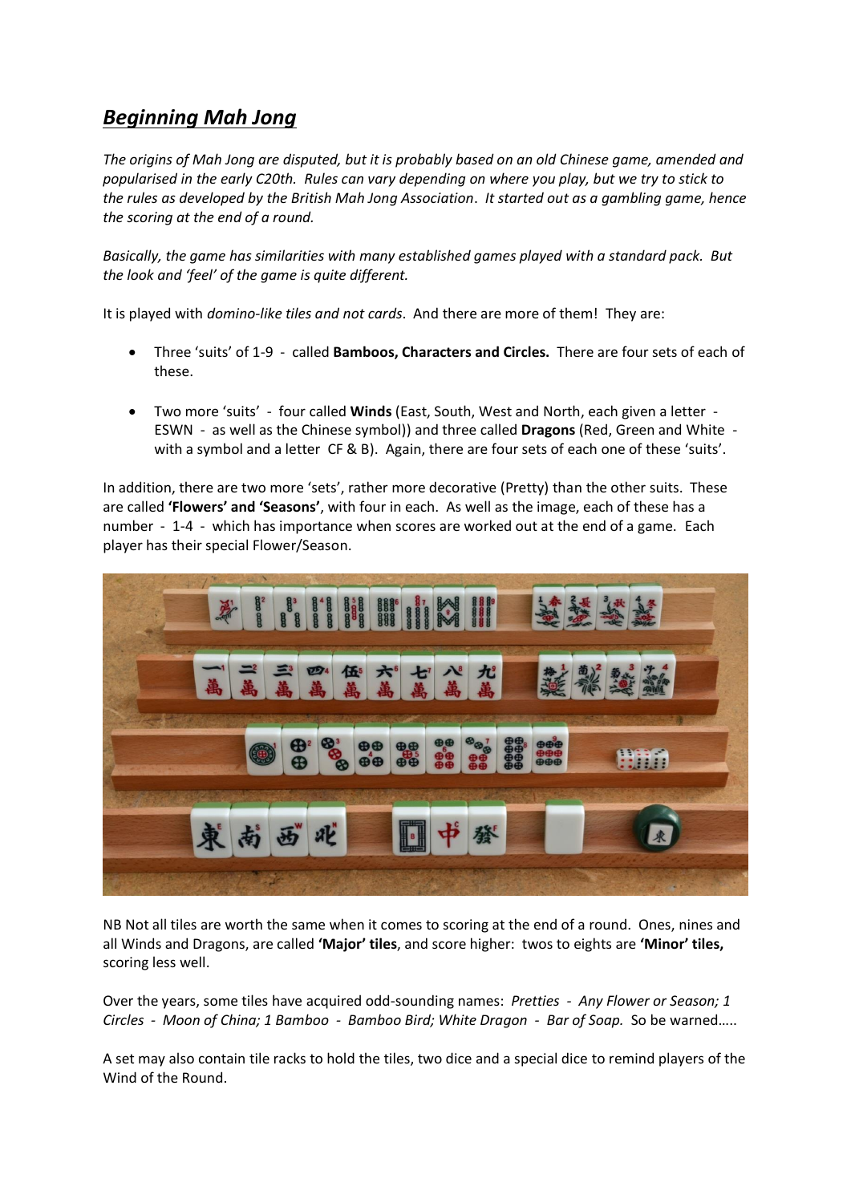# ***Beginning Mah Jong***

*The origins of Mah Jong are disputed, but it is probably based on an old Chinese game, amended and popularised in the early C20th. Rules can vary depending on where you play, but we try to stick to the rules as developed by the British Mah Jong Association. It started out as a gambling game, hence the scoring at the end of a round.*

*Basically, the game has similarities with many established games played with a standard pack. But the look and 'feel' of the game is quite different.*

It is played with *domino-like tiles and not cards*. And there are more of them! They are:

- Three 'suits' of 1-9 - called **Bamboos, Characters and Circles.** There are four sets of each of these.

- Two more 'suits' - four called **Winds** (East, South, West and North, each given a letter - ESWN - as well as the Chinese symbol)) and three called **Dragons** (Red, Green and White - with a symbol and a letter CF & B). Again, there are four sets of each one of these 'suits'.

In addition, there are two more 'sets', rather more decorative (Pretty) than the other suits. These are called **'Flowers' and 'Seasons'**, with four in each. As well as the image, each of these has a number - 1-4 - which has importance when scores are worked out at the end of a game. Each player has their special Flower/Season.

NB Not all tiles are worth the same when it comes to scoring at the end of a round. Ones, nines and all Winds and Dragons, are called **'Major' tiles**, and score higher: twos to eights are **'Minor' tiles,** scoring less well.

Over the years, some tiles have acquired odd-sounding names: *Pretties - Any Flower or Season; 1 Circles - Moon of China; 1 Bamboo - Bamboo Bird; White Dragon - Bar of Soap.* So be warned…..

A set may also contain tile racks to hold the tiles, two dice and a special dice to remind players of the Wind of the Round.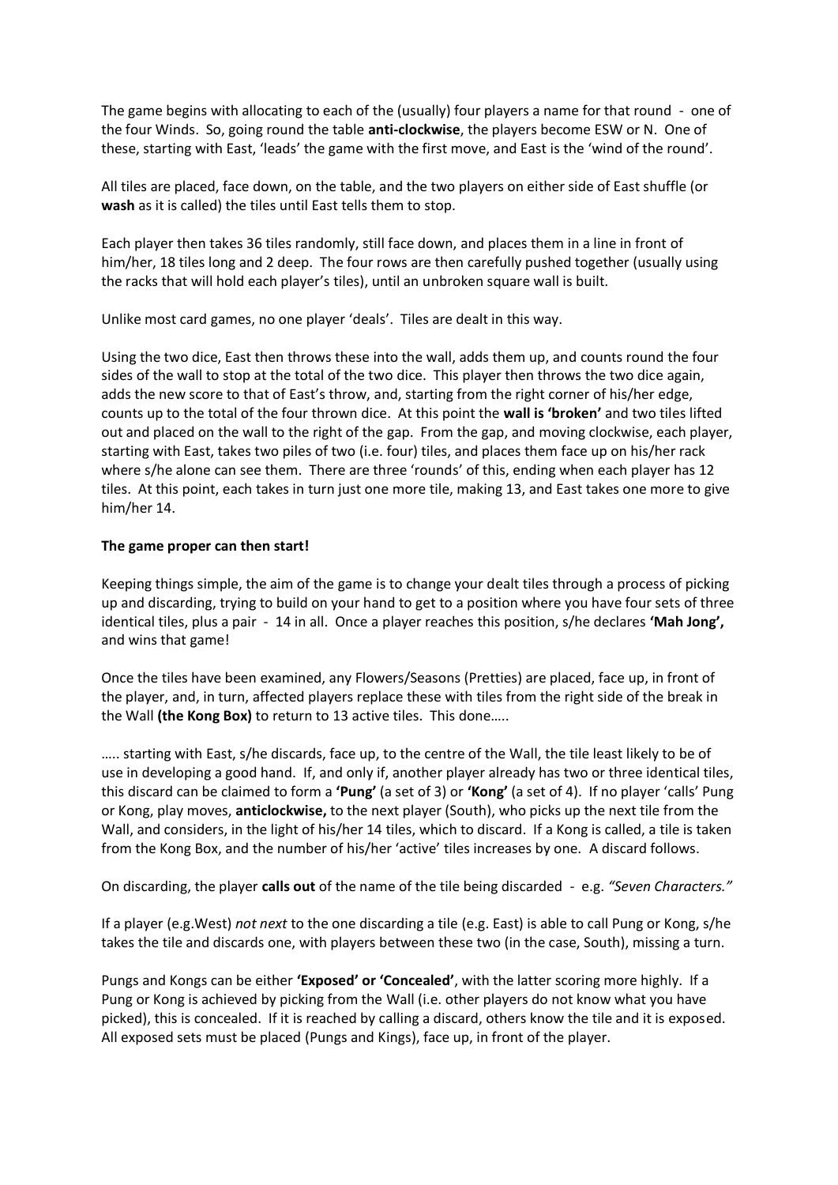The game begins with allocating to each of the (usually) four players a name for that round - one of the four Winds. So, going round the table **anti-clockwise**, the players become ESW or N. One of these, starting with East, 'leads' the game with the first move, and East is the 'wind of the round'.

All tiles are placed, face down, on the table, and the two players on either side of East shuffle (or **wash** as it is called) the tiles until East tells them to stop.

Each player then takes 36 tiles randomly, still face down, and places them in a line in front of him/her, 18 tiles long and 2 deep. The four rows are then carefully pushed together (usually using the racks that will hold each player's tiles), until an unbroken square wall is built.

Unlike most card games, no one player 'deals'. Tiles are dealt in this way.

Using the two dice, East then throws these into the wall, adds them up, and counts round the four sides of the wall to stop at the total of the two dice. This player then throws the two dice again, adds the new score to that of East's throw, and, starting from the right corner of his/her edge, counts up to the total of the four thrown dice. At this point the **wall is 'broken'** and two tiles lifted out and placed on the wall to the right of the gap. From the gap, and moving clockwise, each player, starting with East, takes two piles of two (i.e. four) tiles, and places them face up on his/her rack where s/he alone can see them. There are three 'rounds' of this, ending when each player has 12 tiles. At this point, each takes in turn just one more tile, making 13, and East takes one more to give him/her 14.

**The game proper can then start!**

Keeping things simple, the aim of the game is to change your dealt tiles through a process of picking up and discarding, trying to build on your hand to get to a position where you have four sets of three identical tiles, plus a pair - 14 in all. Once a player reaches this position, s/he declares **'Mah Jong',** and wins that game!

Once the tiles have been examined, any Flowers/Seasons (Pretties) are placed, face up, in front of the player, and, in turn, affected players replace these with tiles from the right side of the break in the Wall **(the Kong Box)** to return to 13 active tiles. This done…..

….. starting with East, s/he discards, face up, to the centre of the Wall, the tile least likely to be of use in developing a good hand. If, and only if, another player already has two or three identical tiles, this discard can be claimed to form a **'Pung'** (a set of 3) or **'Kong'** (a set of 4). If no player 'calls' Pung or Kong, play moves, **anticlockwise,** to the next player (South), who picks up the next tile from the Wall, and considers, in the light of his/her 14 tiles, which to discard. If a Kong is called, a tile is taken from the Kong Box, and the number of his/her 'active' tiles increases by one. A discard follows.

On discarding, the player **calls out** of the name of the tile being discarded - e.g. *"Seven Characters."*

If a player (e.g.West) *not next* to the one discarding a tile (e.g. East) is able to call Pung or Kong, s/he takes the tile and discards one, with players between these two (in the case, South), missing a turn.

Pungs and Kongs can be either **'Exposed' or 'Concealed'**, with the latter scoring more highly. If a Pung or Kong is achieved by picking from the Wall (i.e. other players do not know what you have picked), this is concealed. If it is reached by calling a discard, others know the tile and it is exposed. All exposed sets must be placed (Pungs and Kings), face up, in front of the player.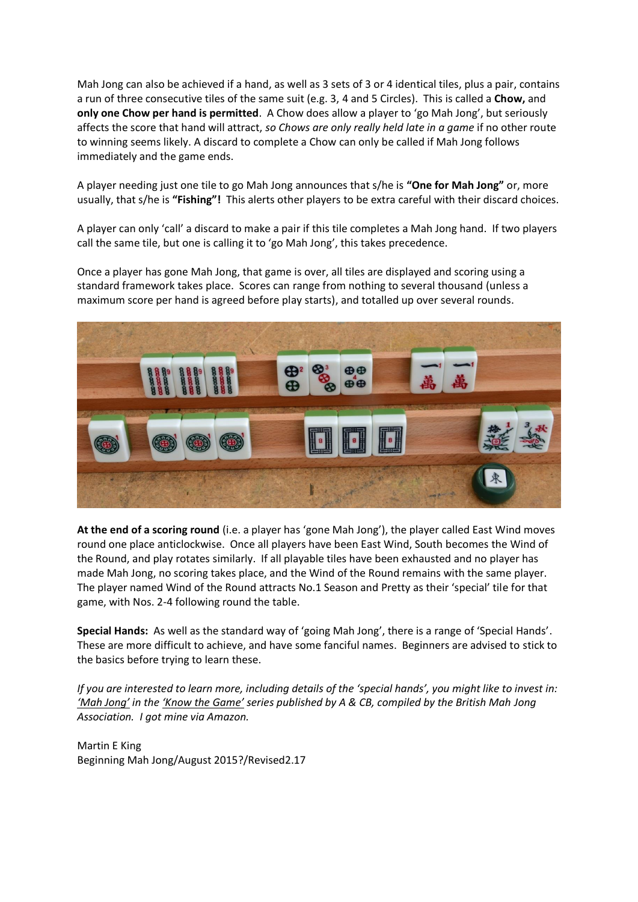Mah Jong can also be achieved if a hand, as well as 3 sets of 3 or 4 identical tiles, plus a pair, contains a run of three consecutive tiles of the same suit (e.g. 3, 4 and 5 Circles). This is called a **Chow,** and **only one Chow per hand is permitted**. A Chow does allow a player to 'go Mah Jong', but seriously affects the score that hand will attract, *so Chows are only really held late in a game* if no other route to winning seems likely. A discard to complete a Chow can only be called if Mah Jong follows immediately and the game ends.

A player needing just one tile to go Mah Jong announces that s/he is **"One for Mah Jong"** or, more usually, that s/he is **"Fishing"!** This alerts other players to be extra careful with their discard choices.

A player can only 'call' a discard to make a pair if this tile completes a Mah Jong hand. If two players call the same tile, but one is calling it to 'go Mah Jong', this takes precedence.

Once a player has gone Mah Jong, that game is over, all tiles are displayed and scoring using a standard framework takes place. Scores can range from nothing to several thousand (unless a maximum score per hand is agreed before play starts), and totalled up over several rounds.

**At the end of a scoring round** (i.e. a player has 'gone Mah Jong'), the player called East Wind moves round one place anticlockwise. Once all players have been East Wind, South becomes the Wind of the Round, and play rotates similarly. If all playable tiles have been exhausted and no player has made Mah Jong, no scoring takes place, and the Wind of the Round remains with the same player. The player named Wind of the Round attracts No.1 Season and Pretty as their 'special' tile for that game, with Nos. 2-4 following round the table.

**Special Hands:** As well as the standard way of 'going Mah Jong', there is a range of 'Special Hands'. These are more difficult to achieve, and have some fanciful names. Beginners are advised to stick to the basics before trying to learn these.

*If you are interested to learn more, including details of the 'special hands', you might like to invest in: 'Mah Jong' in the 'Know the Game' series published by A & CB, compiled by the British Mah Jong Association. I got mine via Amazon.*

Martin E King
Beginning Mah Jong/August 2015?/Revised2.17